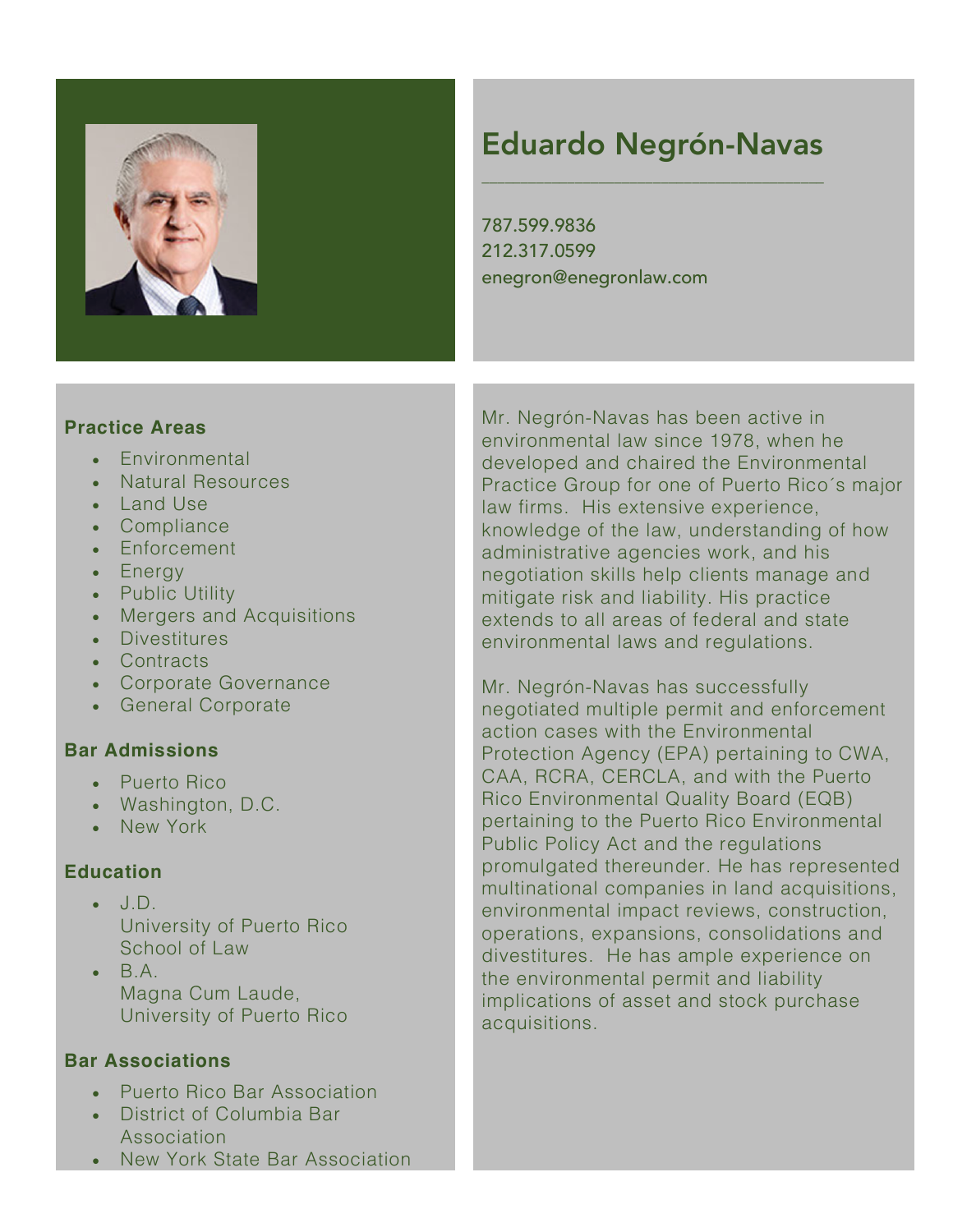# Eduardo Negrón-Navas

787.599.9836
212.317.0599
enegron@enegronlaw.com

**Practice Areas**

- Environmental
- Natural Resources
- Land Use
- Compliance
- Enforcement
- Energy
- Public Utility
- Mergers and Acquisitions
- Divestitures
- Contracts
- Corporate Governance
- General Corporate

**Bar Admissions**

- Puerto Rico
- Washington, D.C.
- New York

**Education**

- J.D.
  University of Puerto Rico School of Law
- B.A.
  Magna Cum Laude, University of Puerto Rico

**Bar Associations**

- Puerto Rico Bar Association
- District of Columbia Bar Association
- New York State Bar Association

Mr. Negrón-Navas has been active in environmental law since 1978, when he developed and chaired the Environmental Practice Group for one of Puerto Rico´s major law firms. His extensive experience, knowledge of the law, understanding of how administrative agencies work, and his negotiation skills help clients manage and mitigate risk and liability. His practice extends to all areas of federal and state environmental laws and regulations.

Mr. Negrón-Navas has successfully negotiated multiple permit and enforcement action cases with the Environmental Protection Agency (EPA) pertaining to CWA, CAA, RCRA, CERCLA, and with the Puerto Rico Environmental Quality Board (EQB) pertaining to the Puerto Rico Environmental Public Policy Act and the regulations promulgated thereunder. He has represented multinational companies in land acquisitions, environmental impact reviews, construction, operations, expansions, consolidations and divestitures. He has ample experience on the environmental permit and liability implications of asset and stock purchase acquisitions.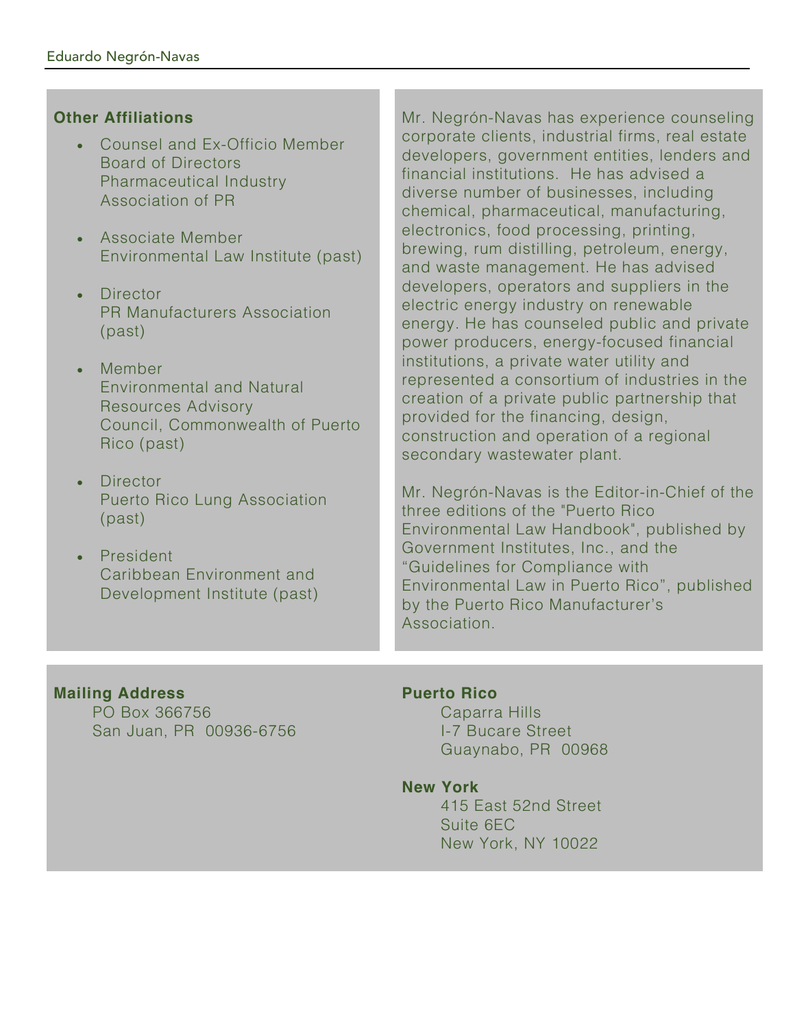### Other Affiliations

- Counsel and Ex-Officio Member
  Board of Directors
  Pharmaceutical Industry Association of PR

- Associate Member
  Environmental Law Institute (past)

- Director
  PR Manufacturers Association (past)

- Member
  Environmental and Natural Resources Advisory Council, Commonwealth of Puerto Rico (past)

- Director
  Puerto Rico Lung Association (past)

- President
  Caribbean Environment and Development Institute (past)

Mr. Negrón-Navas has experience counseling corporate clients, industrial firms, real estate developers, government entities, lenders and financial institutions. He has advised a diverse number of businesses, including chemical, pharmaceutical, manufacturing, electronics, food processing, printing, brewing, rum distilling, petroleum, energy, and waste management. He has advised developers, operators and suppliers in the electric energy industry on renewable energy. He has counseled public and private power producers, energy-focused financial institutions, a private water utility and represented a consortium of industries in the creation of a private public partnership that provided for the financing, design, construction and operation of a regional secondary wastewater plant.

Mr. Negrón-Navas is the Editor-in-Chief of the three editions of the "Puerto Rico Environmental Law Handbook", published by Government Institutes, Inc., and the "Guidelines for Compliance with Environmental Law in Puerto Rico", published by the Puerto Rico Manufacturer's Association.

### Mailing Address

PO Box 366756
San Juan, PR 00936-6756

### Puerto Rico

Caparra Hills
I-7 Bucare Street
Guaynabo, PR 00968

### New York

415 East 52nd Street
Suite 6EC
New York, NY 10022